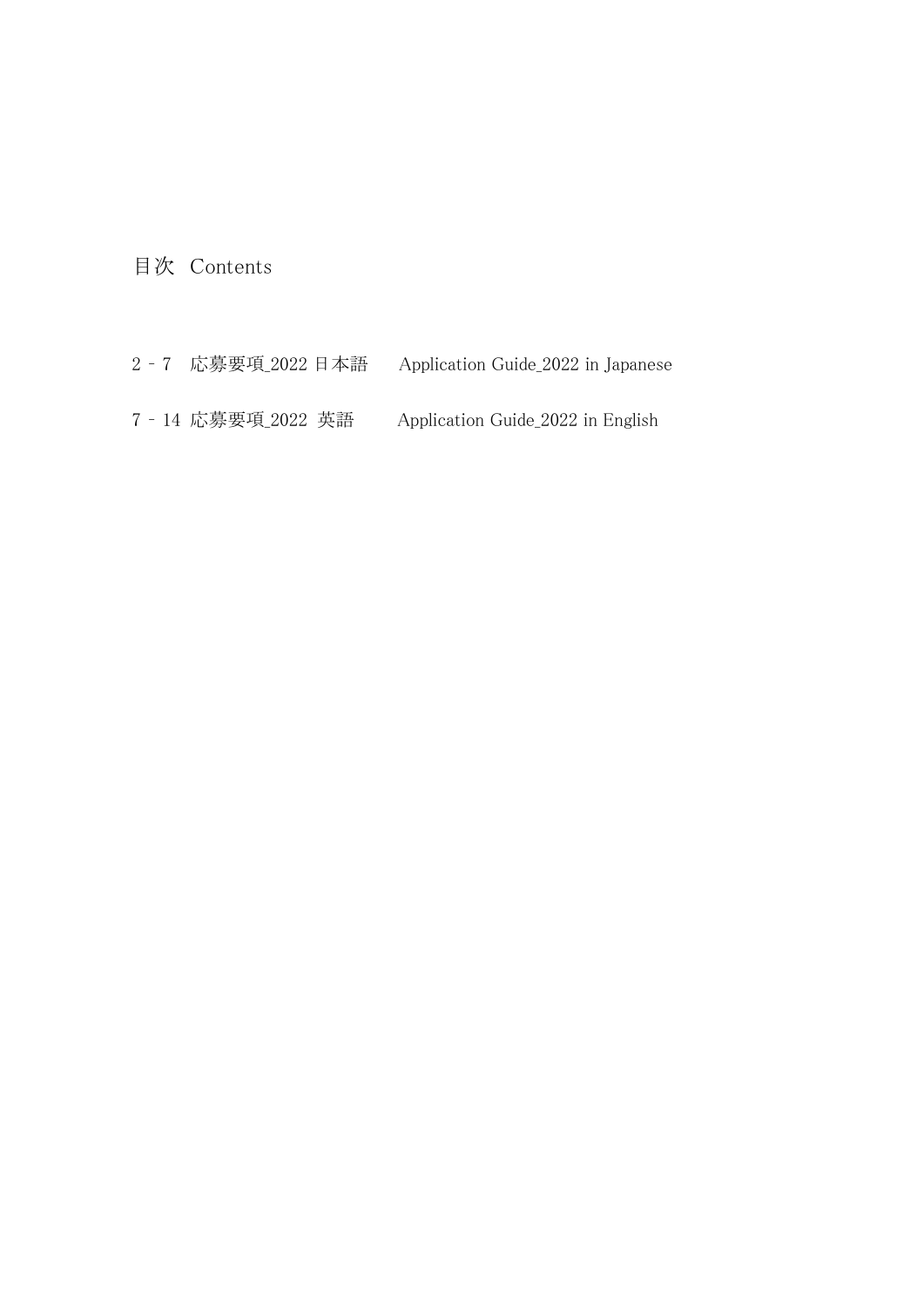# 目次 Contents

2 – 7 応募要項_2022 日本語 Application Guide_2022 in Japanese

7 – 14 応募要項_2022 英語 Application Guide_2022 in English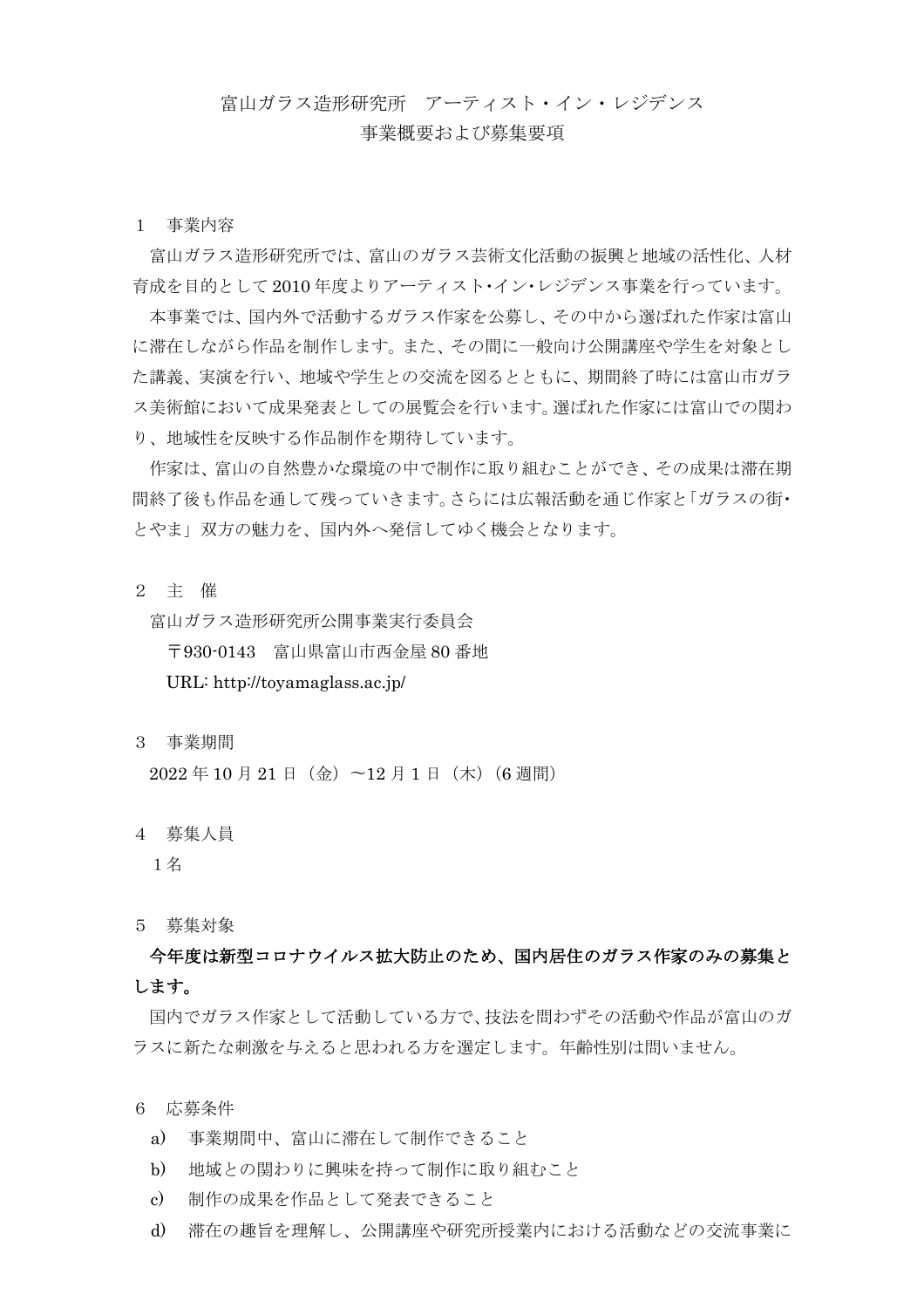# 富山ガラス造形研究所　アーティスト・イン・レジデンス
# 事業概要および募集要項

## １　事業内容

富山ガラス造形研究所では、富山のガラス芸術文化活動の振興と地域の活性化、人材育成を目的として 2010 年度よりアーティスト･イン･レジデンス事業を行っています。

本事業では、国内外で活動するガラス作家を公募し、その中から選ばれた作家は富山に滞在しながら作品を制作します。また、その間に一般向け公開講座や学生を対象とした講義、実演を行い、地域や学生との交流を図るとともに、期間終了時には富山市ガラス美術館において成果発表としての展覧会を行います。選ばれた作家には富山での関わり、地域性を反映する作品制作を期待しています。

作家は、富山の自然豊かな環境の中で制作に取り組むことができ、その成果は滞在期間終了後も作品を通して残っていきます。さらには広報活動を通じ作家と「ガラスの街･とやま」双方の魅力を、国内外へ発信してゆく機会となります。

## ２　主　催

富山ガラス造形研究所公開事業実行委員会

〒930-0143　富山県富山市西金屋 80 番地

URL: http://toyamaglass.ac.jp/

## ３　事業期間

2022 年 10 月 21 日（金）～12 月 1 日（木）（6 週間）

## ４　募集人員

１名

## ５　募集対象

**今年度は新型コロナウイルス拡大防止のため、国内居住のガラス作家のみの募集とします。**

国内でガラス作家として活動している方で、技法を問わずその活動や作品が富山のガラスに新たな刺激を与えると思われる方を選定します。年齢性別は問いません。

## ６　応募条件

a)　事業期間中、富山に滞在して制作できること

b)　地域との関わりに興味を持って制作に取り組むこと

c)　制作の成果を作品として発表できること

d)　滞在の趣旨を理解し、公開講座や研究所授業内における活動などの交流事業に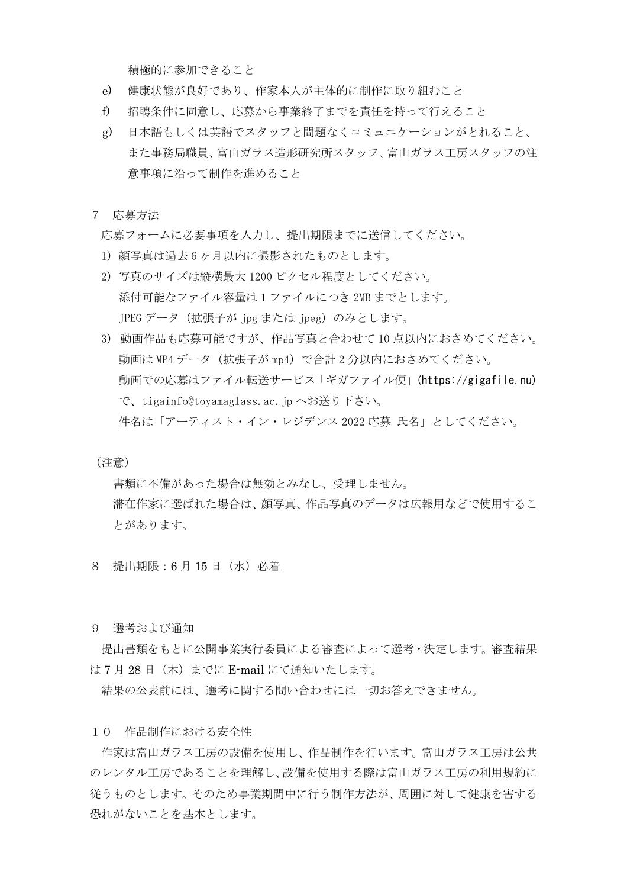積極的に参加できること

e) 健康状態が良好であり、作家本人が主体的に制作に取り組むこと

f) 招聘条件に同意し、応募から事業終了までを責任を持って行えること

g) 日本語もしくは英語でスタッフと問題なくコミュニケーションがとれること、また事務局職員、富山ガラス造形研究所スタッフ、富山ガラス工房スタッフの注意事項に沿って制作を進めること

## 7　応募方法

応募フォームに必要事項を入力し、提出期限までに送信してください。

1) 顔写真は過去6ヶ月以内に撮影されたものとします。
2) 写真のサイズは縦横最大1200ピクセル程度としてください。
   添付可能なファイル容量は1ファイルにつき2MBまでとします。
   JPEGデータ（拡張子がjpgまたはjpeg）のみとします。
3) 動画作品も応募可能ですが、作品写真と合わせて10点以内におさめてください。
   動画はMP4データ（拡張子がmp4）で合計2分以内におさめてください。
   動画での応募はファイル転送サービス「ギガファイル便」(https://gigafile.nu)で、tigainfo@toyamaglass.ac.jpへお送り下さい。
   件名は「アーティスト・イン・レジデンス2022応募 氏名」としてください。

（注意）

書類に不備があった場合は無効とみなし、受理しません。

滞在作家に選ばれた場合は、顔写真、作品写真のデータは広報用などで使用することがあります。

## 8　提出期限：6月15日（水）必着

## 9　選考および通知

提出書類をもとに公開事業実行委員による審査によって選考・決定します。審査結果は7月28日（木）までにE-mailにて通知いたします。

結果の公表前には、選考に関する問い合わせには一切お答えできません。

## １０　作品制作における安全性

作家は富山ガラス工房の設備を使用し、作品制作を行います。富山ガラス工房は公共のレンタル工房であることを理解し、設備を使用する際は富山ガラス工房の利用規約に従うものとします。そのため事業期間中に行う制作方法が、周囲に対して健康を害する恐れがないことを基本とします。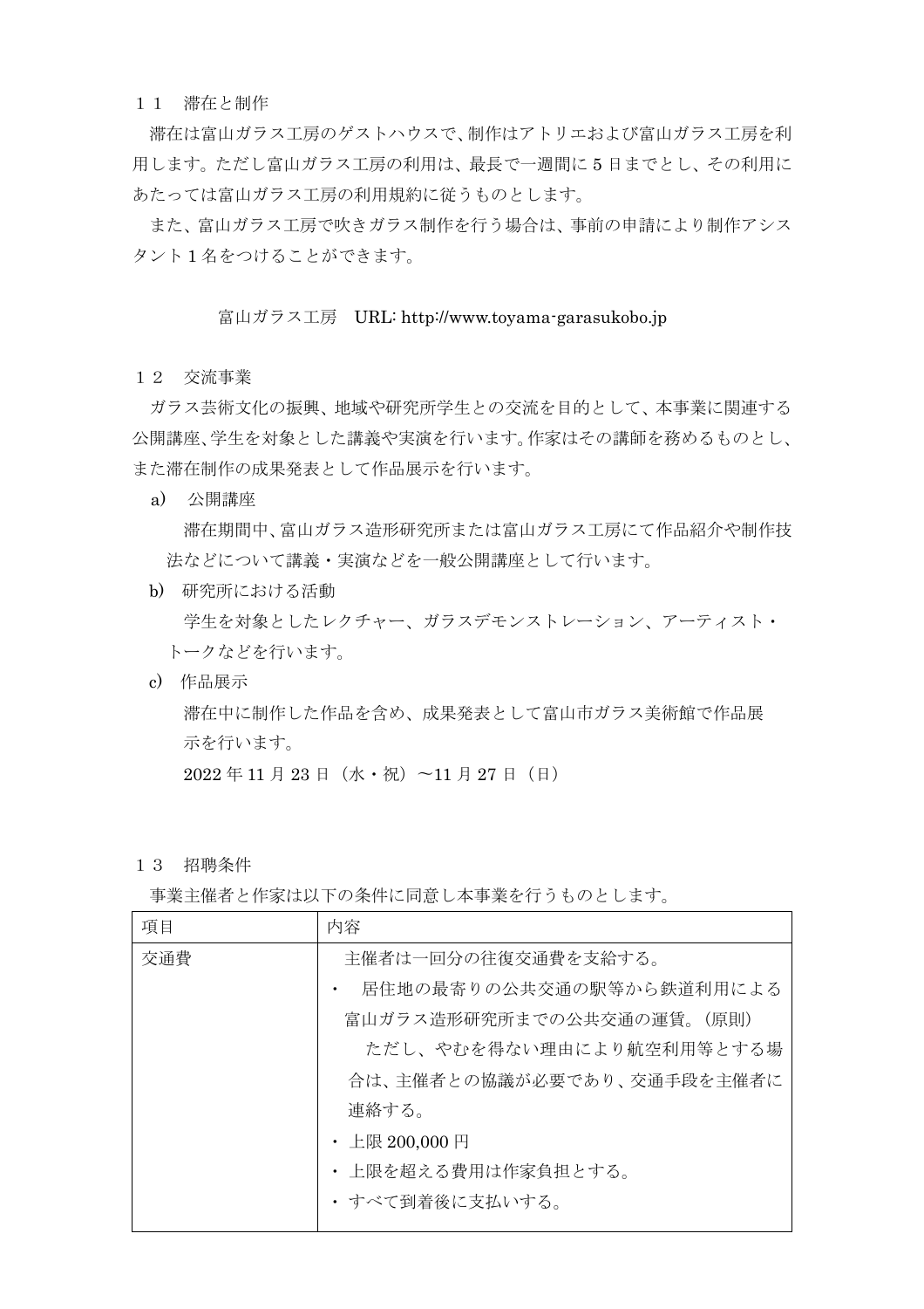## １１　滞在と制作

滞在は富山ガラス工房のゲストハウスで、制作はアトリエおよび富山ガラス工房を利用します。ただし富山ガラス工房の利用は、最長で一週間に 5 日までとし、その利用にあたっては富山ガラス工房の利用規約に従うものとします。

また、富山ガラス工房で吹きガラス制作を行う場合は、事前の申請により制作アシスタント 1 名をつけることができます。

富山ガラス工房　URL: http://www.toyama-garasukobo.jp

## １２　交流事業

ガラス芸術文化の振興、地域や研究所学生との交流を目的として、本事業に関連する公開講座、学生を対象とした講義や実演を行います。作家はその講師を務めるものとし、また滞在制作の成果発表として作品展示を行います。

a)　公開講座

滞在期間中、富山ガラス造形研究所または富山ガラス工房にて作品紹介や制作技法などについて講義・実演などを一般公開講座として行います。

b)　研究所における活動

学生を対象としたレクチャー、ガラスデモンストレーション、アーティスト・トークなどを行います。

c)　作品展示

滞在中に制作した作品を含め、成果発表として富山市ガラス美術館で作品展示を行います。

2022 年 11 月 23 日（水・祝）～11 月 27 日（日）

## １３　招聘条件

事業主催者と作家は以下の条件に同意し本事業を行うものとします。

| 項目 | 内容 |
|---|---|
| 交通費 | 主催者は一回分の往復交通費を支給する。<br>・　居住地の最寄りの公共交通の駅等から鉄道利用による富山ガラス造形研究所までの公共交通の運賃。（原則）<br>　ただし、やむを得ない理由により航空利用等とする場合は、主催者との協議が必要であり、交通手段を主催者に連絡する。<br>・上限 200,000 円<br>・上限を超える費用は作家負担とする。<br>・すべて到着後に支払いする。 |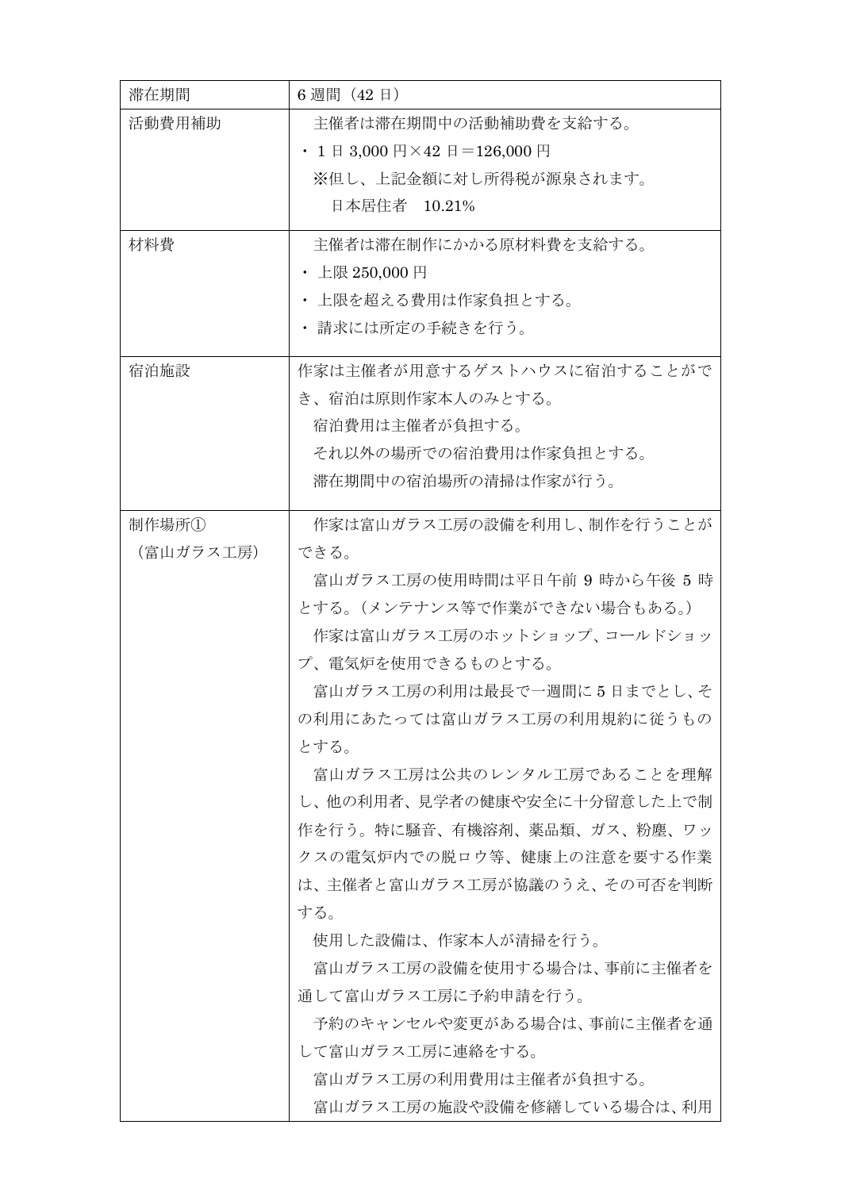| 滞在期間 | 6 週間（42 日） |
|---|---|
| 活動費用補助 | 主催者は滞在期間中の活動補助費を支給する。<br>・ 1 日 3,000 円×42 日＝126,000 円<br>※但し、上記金額に対し所得税が源泉されます。<br>日本居住者　10.21% |
| 材料費 | 主催者は滞在制作にかかる原材料費を支給する。<br>・ 上限 250,000 円<br>・ 上限を超える費用は作家負担とする。<br>・ 請求には所定の手続きを行う。 |
| 宿泊施設 | 作家は主催者が用意するゲストハウスに宿泊することができ、宿泊は原則作家本人のみとする。<br>宿泊費用は主催者が負担する。<br>それ以外の場所での宿泊費用は作家負担とする。<br>滞在期間中の宿泊場所の清掃は作家が行う。 |
| 制作場所①<br>（富山ガラス工房） | 作家は富山ガラス工房の設備を利用し、制作を行うことができる。<br>富山ガラス工房の使用時間は平日午前 9 時から午後 5 時とする。（メンテナンス等で作業ができない場合もある。）<br>作家は富山ガラス工房のホットショップ、コールドショップ、電気炉を使用できるものとする。<br>富山ガラス工房の利用は最長で一週間に 5 日までとし、その利用にあたっては富山ガラス工房の利用規約に従うものとする。<br>富山ガラス工房は公共のレンタル工房であることを理解し、他の利用者、見学者の健康や安全に十分留意した上で制作を行う。特に騒音、有機溶剤、薬品類、ガス、粉塵、ワックスの電気炉内での脱ロウ等、健康上の注意を要する作業は、主催者と富山ガラス工房が協議のうえ、その可否を判断する。<br>使用した設備は、作家本人が清掃を行う。<br>富山ガラス工房の設備を使用する場合は、事前に主催者を通して富山ガラス工房に予約申請を行う。<br>予約のキャンセルや変更がある場合は、事前に主催者を通して富山ガラス工房に連絡をする。<br>富山ガラス工房の利用費用は主催者が負担する。<br>富山ガラス工房の施設や設備を修繕している場合は、利用 |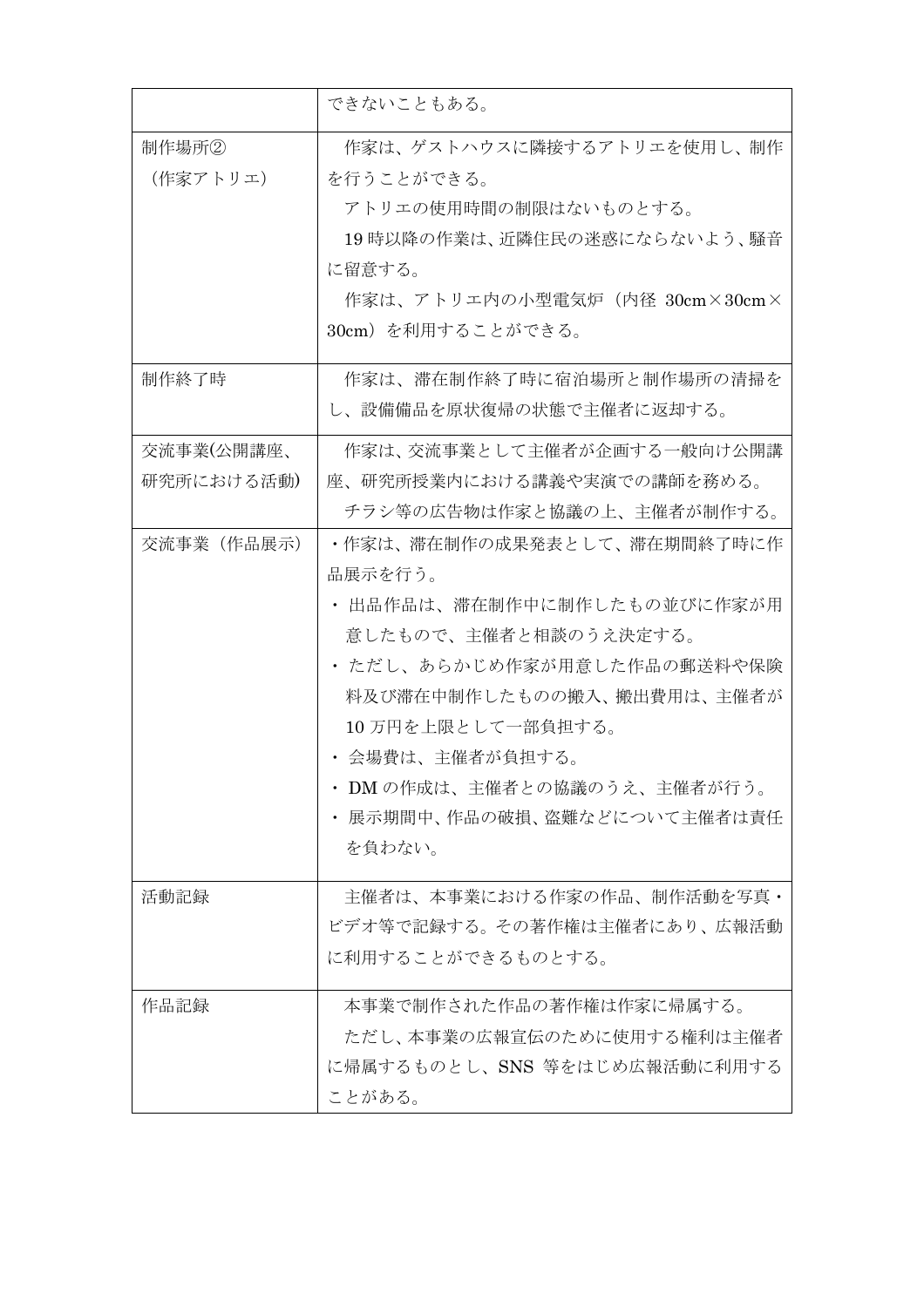| | |
|---|---|
| | できないこともある。 |
| 制作場所②<br>（作家アトリエ） | 作家は、ゲストハウスに隣接するアトリエを使用し、制作を行うことができる。<br>アトリエの使用時間の制限はないものとする。<br>19 時以降の作業は、近隣住民の迷惑にならないよう、騒音に留意する。<br>作家は、アトリエ内の小型電気炉（内径 30cm×30cm×30cm）を利用することができる。 |
| 制作終了時 | 作家は、滞在制作終了時に宿泊場所と制作場所の清掃をし、設備備品を原状復帰の状態で主催者に返却する。 |
| 交流事業(公開講座、研究所における活動) | 作家は、交流事業として主催者が企画する一般向け公開講座、研究所授業内における講義や実演での講師を務める。<br>チラシ等の広告物は作家と協議の上、主催者が制作する。 |
| 交流事業（作品展示） | ・作家は、滞在制作の成果発表として、滞在期間終了時に作品展示を行う。<br>・ 出品作品は、滞在制作中に制作したもの並びに作家が用意したもので、主催者と相談のうえ決定する。<br>・ ただし、あらかじめ作家が用意した作品の郵送料や保険料及び滞在中制作したものの搬入、搬出費用は、主催者が 10 万円を上限として一部負担する。<br>・ 会場費は、主催者が負担する。<br>・ DM の作成は、主催者との協議のうえ、主催者が行う。<br>・ 展示期間中、作品の破損、盗難などについて主催者は責任を負わない。 |
| 活動記録 | 主催者は、本事業における作家の作品、制作活動を写真・ビデオ等で記録する。その著作権は主催者にあり、広報活動に利用することができるものとする。 |
| 作品記録 | 本事業で制作された作品の著作権は作家に帰属する。<br>ただし、本事業の広報宣伝のために使用する権利は主催者に帰属するものとし、SNS 等をはじめ広報活動に利用することがある。 |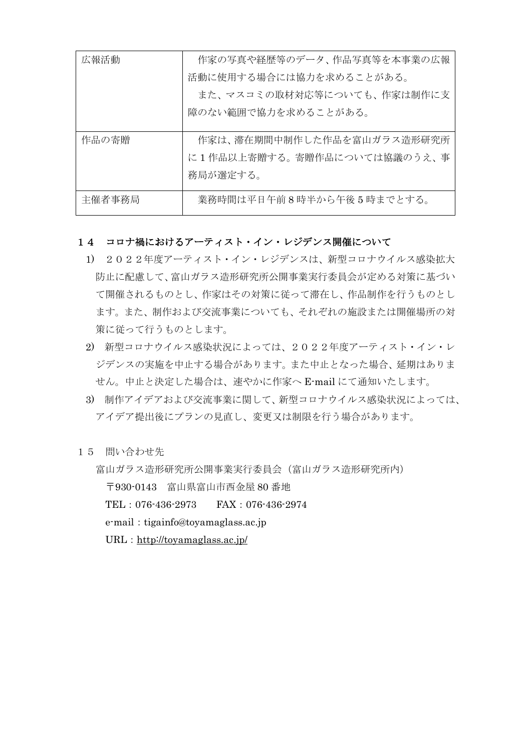| 広報活動 | 作家の写真や経歴等のデータ、作品写真等を本事業の広報活動に使用する場合には協力を求めることがある。<br>また、マスコミの取材対応等についても、作家は制作に支障のない範囲で協力を求めることがある。 |
| --- | --- |
| 作品の寄贈 | 作家は、滞在期間中制作した作品を富山ガラス造形研究所に 1 作品以上寄贈する。寄贈作品については協議のうえ、事務局が選定する。 |
| 主催者事務局 | 業務時間は平日午前 8 時半から午後 5 時までとする。 |

## １４　コロナ禍におけるアーティスト・イン・レジデンス開催について

1) ２０２２年度アーティスト・イン・レジデンスは、新型コロナウイルス感染拡大防止に配慮して、富山ガラス造形研究所公開事業実行委員会が定める対策に基づいて開催されるものとし、作家はその対策に従って滞在し、作品制作を行うものとします。また、制作および交流事業についても、それぞれの施設または開催場所の対策に従って行うものとします。
2) 新型コロナウイルス感染状況によっては、２０２２年度アーティスト・イン・レジデンスの実施を中止する場合があります。また中止となった場合、延期はありません。中止と決定した場合は、速やかに作家へ E-mail にて通知いたします。
3) 制作アイデアおよび交流事業に関して、新型コロナウイルス感染状況によっては、アイデア提出後にプランの見直し、変更又は制限を行う場合があります。

## １５　問い合わせ先

富山ガラス造形研究所公開事業実行委員会（富山ガラス造形研究所内）

〒930-0143　富山県富山市西金屋 80 番地

TEL：076-436-2973　　FAX：076-436-2974

e-mail：tigainfo@toyamaglass.ac.jp

URL：http://toyamaglass.ac.jp/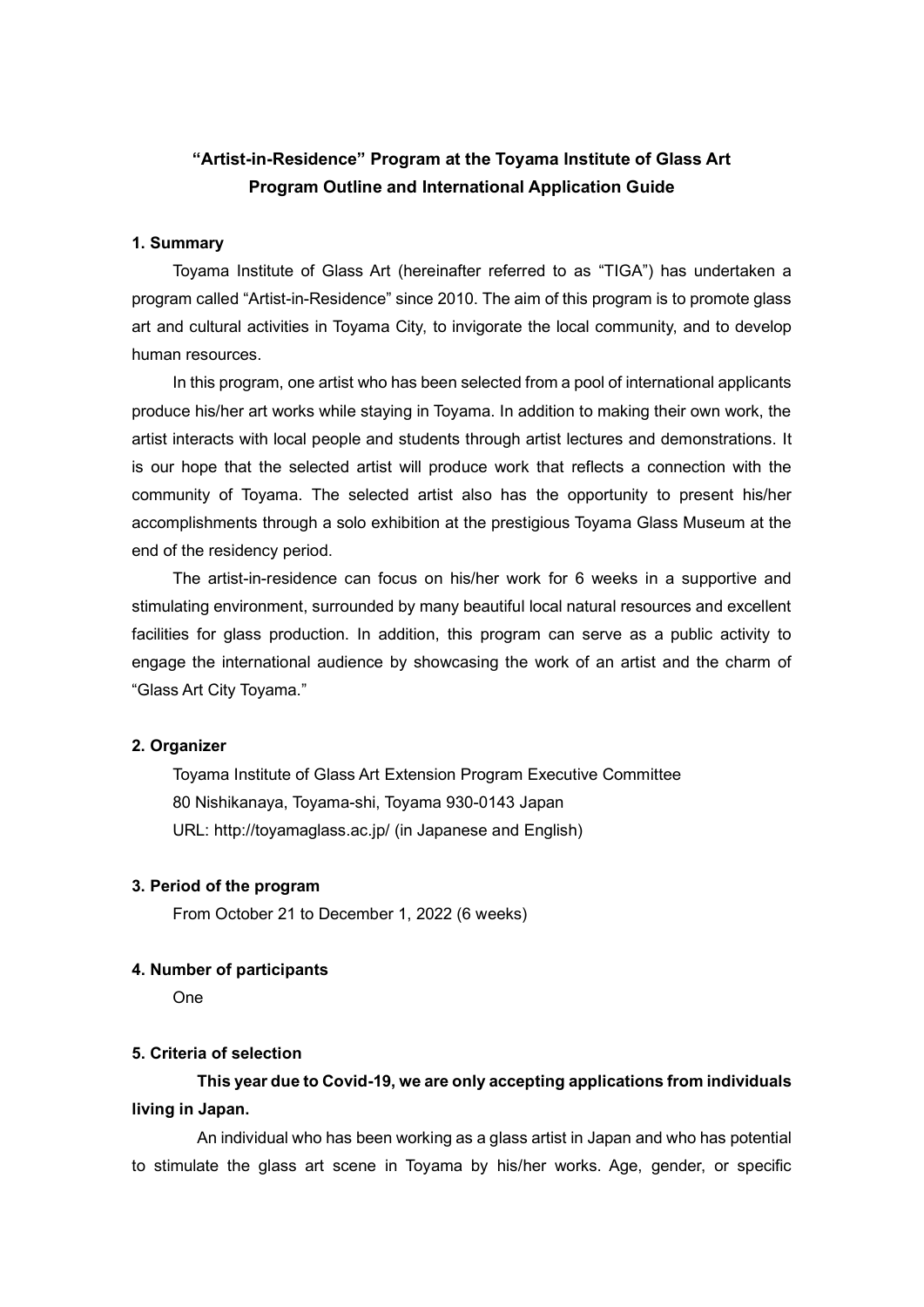# "Artist-in-Residence" Program at the Toyama Institute of Glass Art
# Program Outline and International Application Guide

## 1. Summary

Toyama Institute of Glass Art (hereinafter referred to as "TIGA") has undertaken a program called "Artist-in-Residence" since 2010. The aim of this program is to promote glass art and cultural activities in Toyama City, to invigorate the local community, and to develop human resources.

In this program, one artist who has been selected from a pool of international applicants produce his/her art works while staying in Toyama. In addition to making their own work, the artist interacts with local people and students through artist lectures and demonstrations. It is our hope that the selected artist will produce work that reflects a connection with the community of Toyama. The selected artist also has the opportunity to present his/her accomplishments through a solo exhibition at the prestigious Toyama Glass Museum at the end of the residency period.

The artist-in-residence can focus on his/her work for 6 weeks in a supportive and stimulating environment, surrounded by many beautiful local natural resources and excellent facilities for glass production. In addition, this program can serve as a public activity to engage the international audience by showcasing the work of an artist and the charm of "Glass Art City Toyama."

## 2. Organizer

Toyama Institute of Glass Art Extension Program Executive Committee
80 Nishikanaya, Toyama-shi, Toyama 930-0143 Japan
URL: http://toyamaglass.ac.jp/ (in Japanese and English)

## 3. Period of the program

From October 21 to December 1, 2022 (6 weeks)

## 4. Number of participants

One

## 5. Criteria of selection

**This year due to Covid-19, we are only accepting applications from individuals living in Japan.**

An individual who has been working as a glass artist in Japan and who has potential to stimulate the glass art scene in Toyama by his/her works. Age, gender, or specific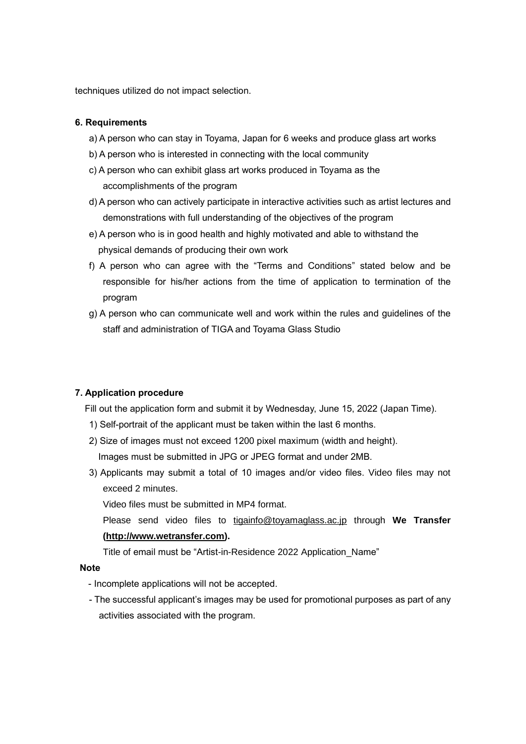techniques utilized do not impact selection.

### 6. Requirements

a) A person who can stay in Toyama, Japan for 6 weeks and produce glass art works

b) A person who is interested in connecting with the local community

c) A person who can exhibit glass art works produced in Toyama as the accomplishments of the program

d) A person who can actively participate in interactive activities such as artist lectures and demonstrations with full understanding of the objectives of the program

e) A person who is in good health and highly motivated and able to withstand the physical demands of producing their own work

f) A person who can agree with the "Terms and Conditions" stated below and be responsible for his/her actions from the time of application to termination of the program

g) A person who can communicate well and work within the rules and guidelines of the staff and administration of TIGA and Toyama Glass Studio

### 7. Application procedure

Fill out the application form and submit it by Wednesday, June 15, 2022 (Japan Time).

1) Self-portrait of the applicant must be taken within the last 6 months.
2) Size of images must not exceed 1200 pixel maximum (width and height).
   Images must be submitted in JPG or JPEG format and under 2MB.
3) Applicants may submit a total of 10 images and/or video files. Video files may not exceed 2 minutes.
   Video files must be submitted in MP4 format.
   Please send video files to tigainfo@toyamaglass.ac.jp through **We Transfer (http://www.wetransfer.com).**
   Title of email must be "Artist-in-Residence 2022 Application_Name"

**Note**

- Incomplete applications will not be accepted.
- The successful applicant's images may be used for promotional purposes as part of any activities associated with the program.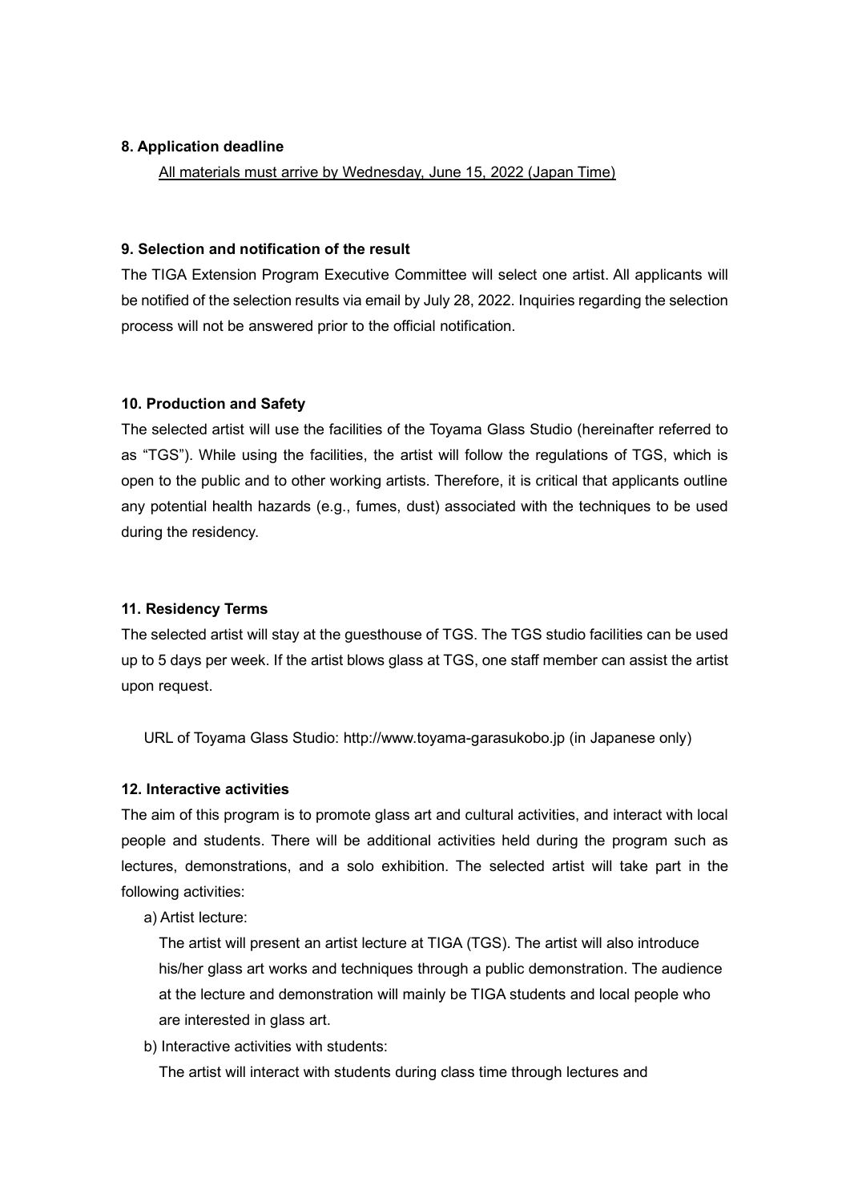**8. Application deadline**

All materials must arrive by Wednesday, June 15, 2022 (Japan Time)

**9. Selection and notification of the result**

The TIGA Extension Program Executive Committee will select one artist. All applicants will be notified of the selection results via email by July 28, 2022. Inquiries regarding the selection process will not be answered prior to the official notification.

**10. Production and Safety**

The selected artist will use the facilities of the Toyama Glass Studio (hereinafter referred to as "TGS"). While using the facilities, the artist will follow the regulations of TGS, which is open to the public and to other working artists. Therefore, it is critical that applicants outline any potential health hazards (e.g., fumes, dust) associated with the techniques to be used during the residency.

**11. Residency Terms**

The selected artist will stay at the guesthouse of TGS. The TGS studio facilities can be used up to 5 days per week. If the artist blows glass at TGS, one staff member can assist the artist upon request.

URL of Toyama Glass Studio: http://www.toyama-garasukobo.jp (in Japanese only)

**12. Interactive activities**

The aim of this program is to promote glass art and cultural activities, and interact with local people and students. There will be additional activities held during the program such as lectures, demonstrations, and a solo exhibition. The selected artist will take part in the following activities:

a) Artist lecture:

The artist will present an artist lecture at TIGA (TGS). The artist will also introduce his/her glass art works and techniques through a public demonstration. The audience at the lecture and demonstration will mainly be TIGA students and local people who are interested in glass art.

b) Interactive activities with students:

The artist will interact with students during class time through lectures and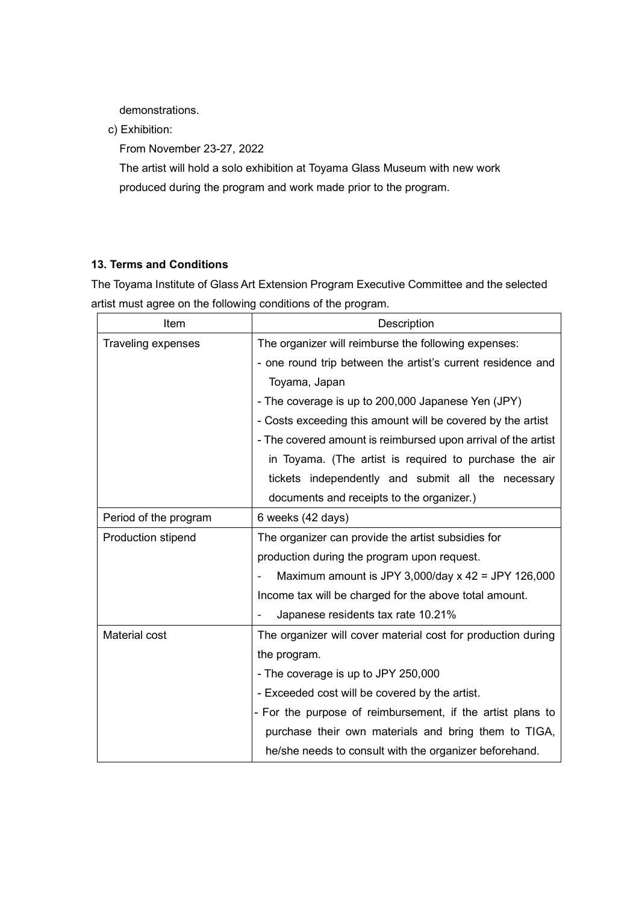demonstrations.

c) Exhibition:

From November 23-27, 2022

The artist will hold a solo exhibition at Toyama Glass Museum with new work produced during the program and work made prior to the program.

### 13. Terms and Conditions

The Toyama Institute of Glass Art Extension Program Executive Committee and the selected artist must agree on the following conditions of the program.

| Item | Description |
| --- | --- |
| Traveling expenses | The organizer will reimburse the following expenses:<br>- one round trip between the artist's current residence and Toyama, Japan<br>- The coverage is up to 200,000 Japanese Yen (JPY)<br>- Costs exceeding this amount will be covered by the artist<br>- The covered amount is reimbursed upon arrival of the artist in Toyama. (The artist is required to purchase the air tickets independently and submit all the necessary documents and receipts to the organizer.) |
| Period of the program | 6 weeks (42 days) |
| Production stipend | The organizer can provide the artist subsidies for production during the program upon request.<br>- Maximum amount is JPY 3,000/day x 42 = JPY 126,000<br>Income tax will be charged for the above total amount.<br>- Japanese residents tax rate 10.21% |
| Material cost | The organizer will cover material cost for production during the program.<br>- The coverage is up to JPY 250,000<br>- Exceeded cost will be covered by the artist.<br>- For the purpose of reimbursement, if the artist plans to purchase their own materials and bring them to TIGA, he/she needs to consult with the organizer beforehand. |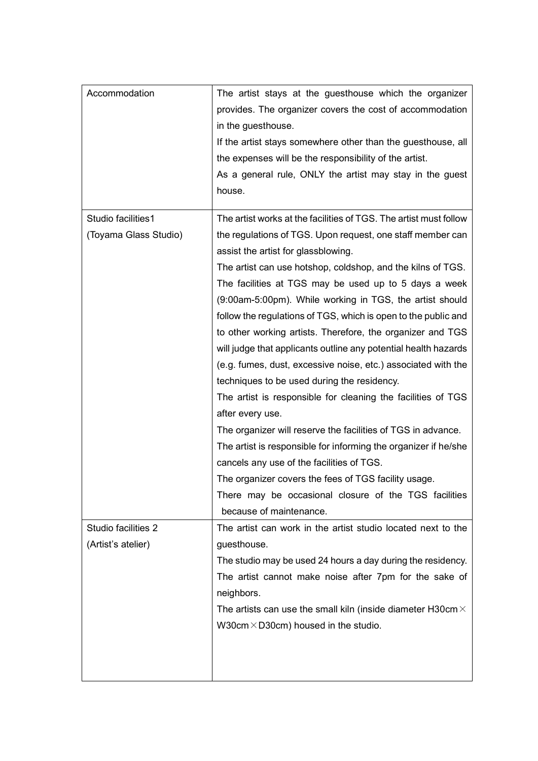| | |
|---|---|
| Accommodation | The artist stays at the guesthouse which the organizer provides. The organizer covers the cost of accommodation in the guesthouse.<br>If the artist stays somewhere other than the guesthouse, all the expenses will be the responsibility of the artist.<br>As a general rule, ONLY the artist may stay in the guest house. |
| Studio facilities1<br>(Toyama Glass Studio) | The artist works at the facilities of TGS. The artist must follow the regulations of TGS. Upon request, one staff member can assist the artist for glassblowing.<br>The artist can use hotshop, coldshop, and the kilns of TGS.<br>The facilities at TGS may be used up to 5 days a week (9:00am-5:00pm). While working in TGS, the artist should follow the regulations of TGS, which is open to the public and to other working artists. Therefore, the organizer and TGS will judge that applicants outline any potential health hazards (e.g. fumes, dust, excessive noise, etc.) associated with the techniques to be used during the residency.<br>The artist is responsible for cleaning the facilities of TGS after every use.<br>The organizer will reserve the facilities of TGS in advance.<br>The artist is responsible for informing the organizer if he/she cancels any use of the facilities of TGS.<br>The organizer covers the fees of TGS facility usage.<br>There may be occasional closure of the TGS facilities because of maintenance. |
| Studio facilities 2<br>(Artist's atelier) | The artist can work in the artist studio located next to the guesthouse.<br>The studio may be used 24 hours a day during the residency.<br>The artist cannot make noise after 7pm for the sake of neighbors.<br>The artists can use the small kiln (inside diameter H30cm × W30cm × D30cm) housed in the studio. |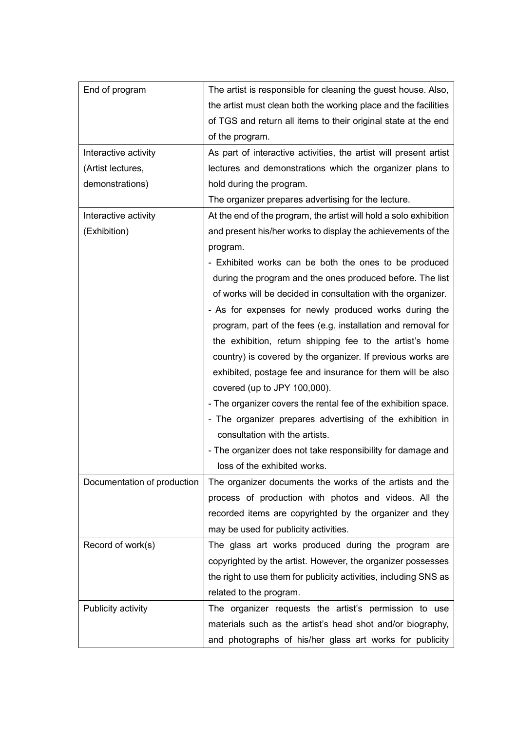| | |
|---|---|
| End of program | The artist is responsible for cleaning the guest house. Also, the artist must clean both the working place and the facilities of TGS and return all items to their original state at the end of the program. |
| Interactive activity (Artist lectures, demonstrations) | As part of interactive activities, the artist will present artist lectures and demonstrations which the organizer plans to hold during the program.<br>The organizer prepares advertising for the lecture. |
| Interactive activity (Exhibition) | At the end of the program, the artist will hold a solo exhibition and present his/her works to display the achievements of the program.<br>- Exhibited works can be both the ones to be produced during the program and the ones produced before. The list of works will be decided in consultation with the organizer.<br>- As for expenses for newly produced works during the program, part of the fees (e.g. installation and removal for the exhibition, return shipping fee to the artist's home country) is covered by the organizer. If previous works are exhibited, postage fee and insurance for them will be also covered (up to JPY 100,000).<br>- The organizer covers the rental fee of the exhibition space.<br>- The organizer prepares advertising of the exhibition in consultation with the artists.<br>- The organizer does not take responsibility for damage and loss of the exhibited works. |
| Documentation of production | The organizer documents the works of the artists and the process of production with photos and videos. All the recorded items are copyrighted by the organizer and they may be used for publicity activities. |
| Record of work(s) | The glass art works produced during the program are copyrighted by the artist. However, the organizer possesses the right to use them for publicity activities, including SNS as related to the program. |
| Publicity activity | The organizer requests the artist's permission to use materials such as the artist's head shot and/or biography, and photographs of his/her glass art works for publicity |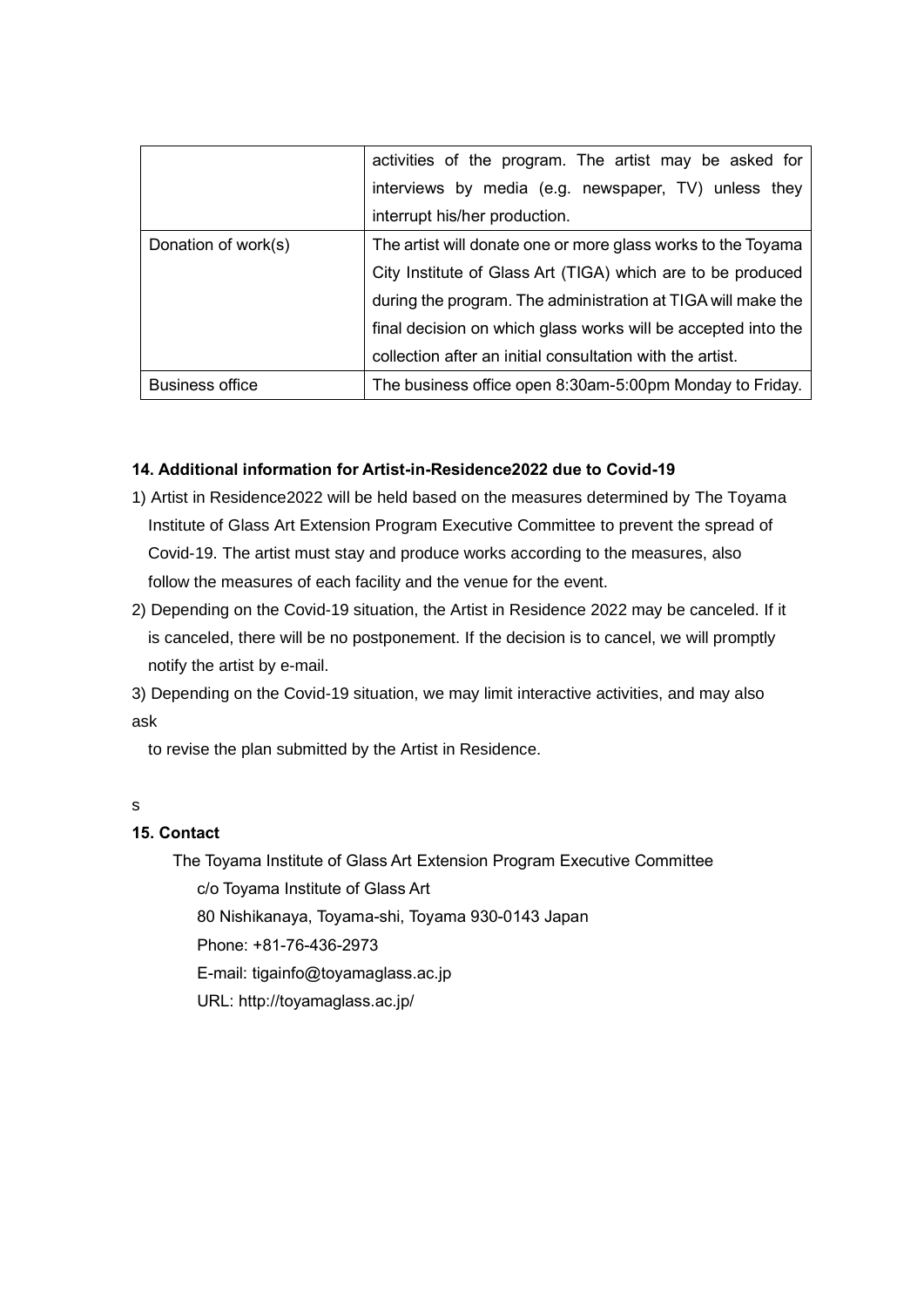| | |
|---|---|
| | activities of the program. The artist may be asked for interviews by media (e.g. newspaper, TV) unless they interrupt his/her production. |
| Donation of work(s) | The artist will donate one or more glass works to the Toyama City Institute of Glass Art (TIGA) which are to be produced during the program. The administration at TIGA will make the final decision on which glass works will be accepted into the collection after an initial consultation with the artist. |
| Business office | The business office open 8:30am-5:00pm Monday to Friday. |

**14. Additional information for Artist-in-Residence2022 due to Covid-19**

1) Artist in Residence2022 will be held based on the measures determined by The Toyama Institute of Glass Art Extension Program Executive Committee to prevent the spread of Covid-19. The artist must stay and produce works according to the measures, also follow the measures of each facility and the venue for the event.
2) Depending on the Covid-19 situation, the Artist in Residence 2022 may be canceled. If it is canceled, there will be no postponement. If the decision is to cancel, we will promptly notify the artist by e-mail.
3) Depending on the Covid-19 situation, we may limit interactive activities, and may also ask
to revise the plan submitted by the Artist in Residence.

s

**15. Contact**

The Toyama Institute of Glass Art Extension Program Executive Committee
c/o Toyama Institute of Glass Art
80 Nishikanaya, Toyama-shi, Toyama 930-0143 Japan
Phone: +81-76-436-2973
E-mail: tigainfo@toyamaglass.ac.jp
URL: http://toyamaglass.ac.jp/